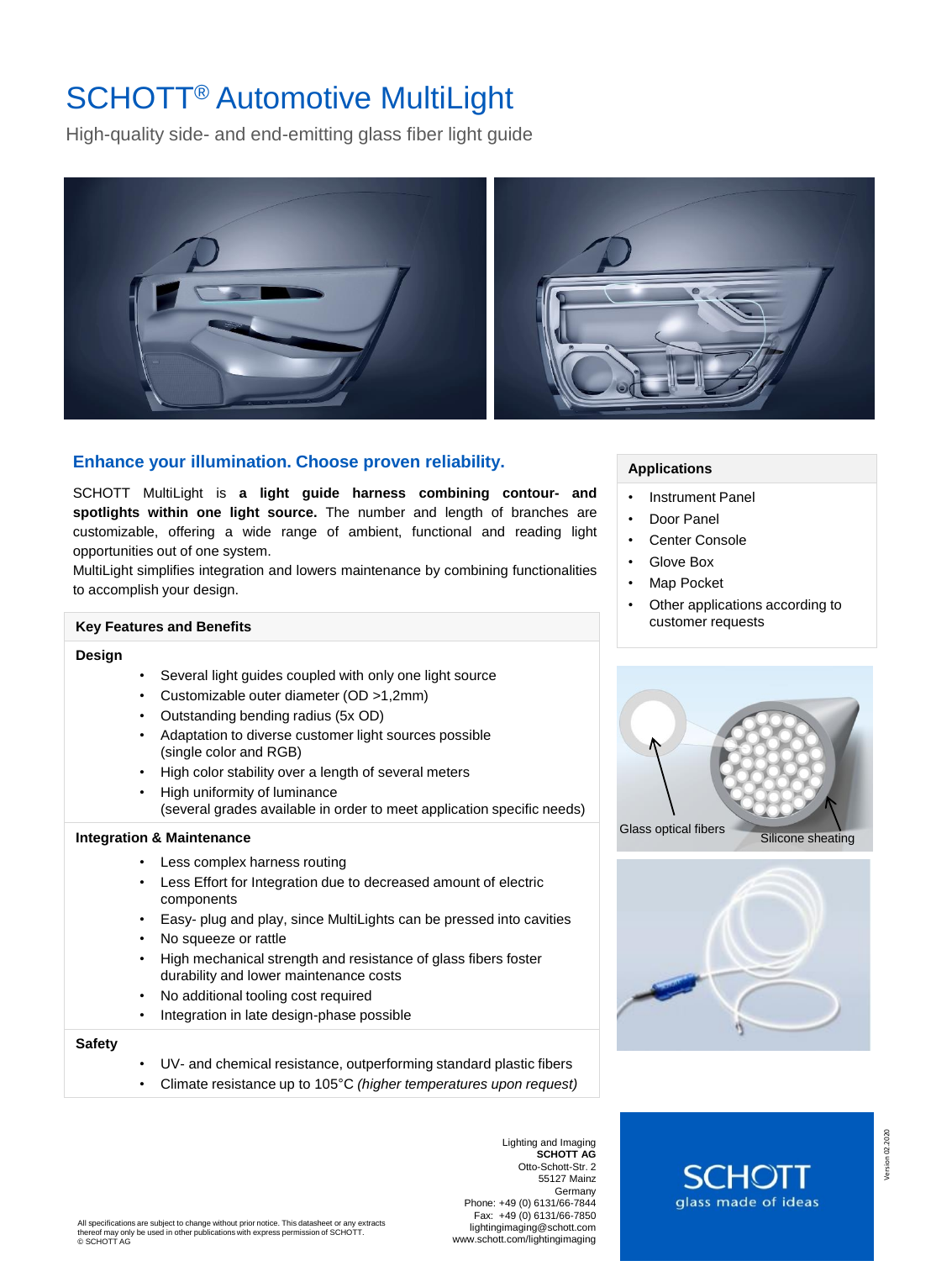# SCHOTT® Automotive MultiLight

High-quality side- and end-emitting glass fiber light guide

## Enhance your illumination. Choose proven reliability.

SCHOTT MultiLight is **a light guide harness combining contour- and spotlights within one light source.** The number and length of branches are customizable, offering a wide range of ambient, functional and reading light opportunities out of one system.

MultiLight simplifies integration and lowers maintenance by combining functionalities to accomplish your design.

### Key Features and Benefits

**Design**

- Several light guides coupled with only one light source
- Customizable outer diameter (OD >1,2mm)
- Outstanding bending radius (5x OD)
- Adaptation to diverse customer light sources possible (single color and RGB)
- High color stability over a length of several meters
- High uniformity of luminance (several grades available in order to meet application specific needs)

**Integration & Maintenance**

- Less complex harness routing
- Less Effort for Integration due to decreased amount of electric components
- Easy- plug and play, since MultiLights can be pressed into cavities
- No squeeze or rattle
- High mechanical strength and resistance of glass fibers foster durability and lower maintenance costs
- No additional tooling cost required
- Integration in late design-phase possible

**Safety**

- UV- and chemical resistance, outperforming standard plastic fibers
- Climate resistance up to 105°C *(higher temperatures upon request)*

### Applications

- Instrument Panel
- Door Panel
- Center Console
- Glove Box
- Map Pocket
- Other applications according to customer requests

Glass optical fibers

Silicone sheating

Lighting and Imaging
**SCHOTT AG**
Otto-Schott-Str. 2
55127 Mainz
Germany
Phone: +49 (0) 6131/66-7844
Fax: +49 (0) 6131/66-7850
lightingimaging@schott.com
www.schott.com/lightingimaging

SCHOTT
glass made of ideas

Version 02.2020

All specifications are subject to change without prior notice. This datasheet or any extracts thereof may only be used in other publications with express permission of SCHOTT.
© SCHOTT AG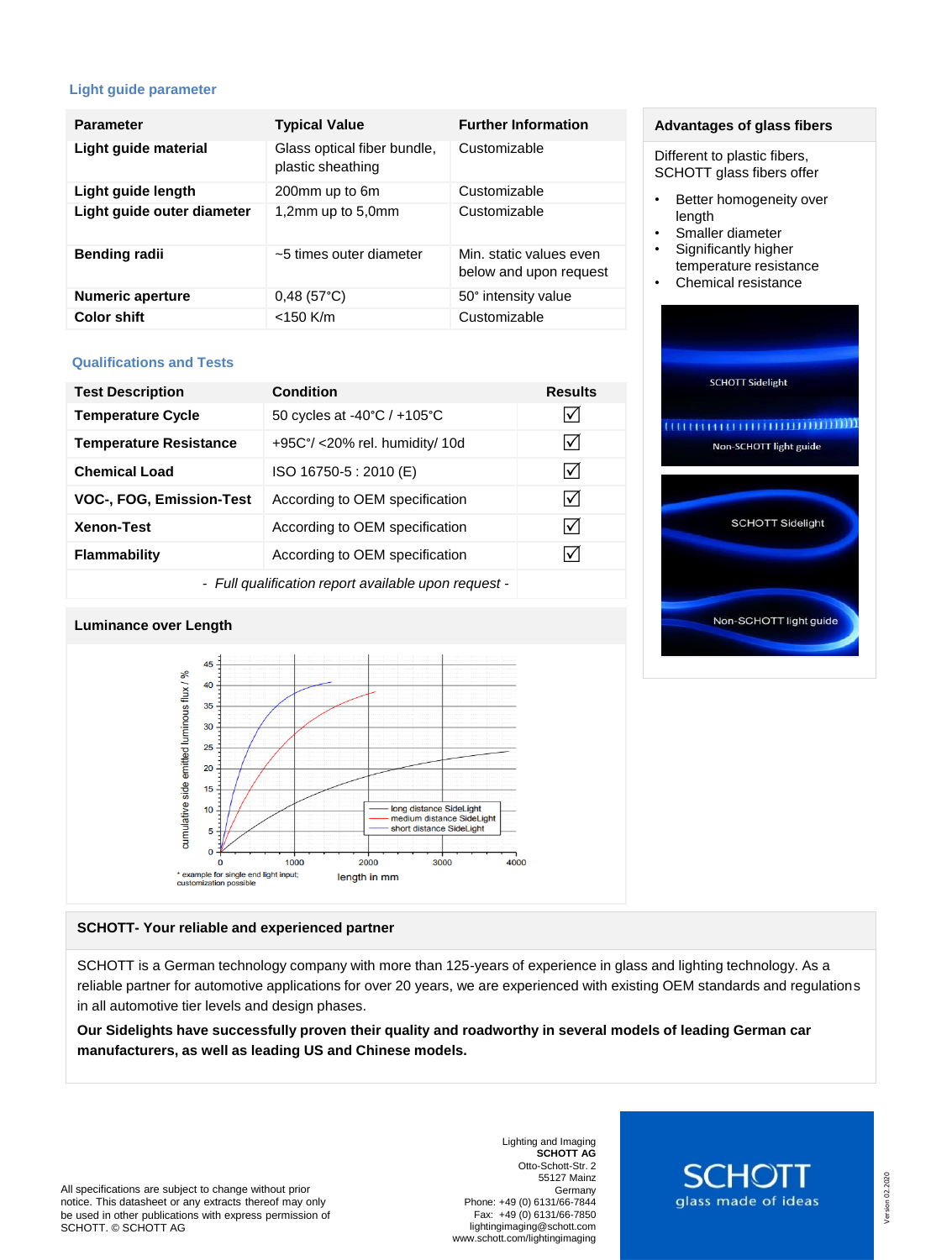## Light guide parameter

| Parameter | Typical Value | Further Information |
|---|---|---|
| **Light guide material** | Glass optical fiber bundle, plastic sheathing | Customizable |
| **Light guide length** | 200mm up to 6m | Customizable |
| **Light guide outer diameter** | 1,2mm up to 5,0mm | Customizable |
| **Bending radii** | ~5 times outer diameter | Min. static values even below and upon request |
| **Numeric aperture** | 0,48 (57°C) | 50° intensity value |
| **Color shift** | <150 K/m | Customizable |

## Qualifications and Tests

| Test Description | Condition | Results |
|---|---|---|
| **Temperature Cycle** | 50 cycles at -40°C / +105°C | ☑ |
| **Temperature Resistance** | +95C°/ <20% rel. humidity/ 10d | ☑ |
| **Chemical Load** | ISO 16750-5 : 2010 (E) | ☑ |
| **VOC-, FOG, Emission-Test** | According to OEM specification | ☑ |
| **Xenon-Test** | According to OEM specification | ☑ |
| **Flammability** | According to OEM specification | ☑ |
| *- Full qualification report available upon request -* | | |

## Luminance over Length

cumulative side emitted luminous flux / %

45 40 35 30 25 20 15 10 5 0

0 1000 2000 3000 4000

length in mm

long distance SideLight
medium distance SideLight
short distance SideLight

* example for single end light input; customization possible

## Advantages of glass fibers

Different to plastic fibers, SCHOTT glass fibers offer

- Better homogeneity over length
- Smaller diameter
- Significantly higher temperature resistance
- Chemical resistance

SCHOTT Sidelight

Non-SCHOTT light guide

SCHOTT Sidelight

Non-SCHOTT light guide

## SCHOTT- Your reliable and experienced partner

SCHOTT is a German technology company with more than 125-years of experience in glass and lighting technology. As a reliable partner for automotive applications for over 20 years, we are experienced with existing OEM standards and regulations in all automotive tier levels and design phases.

**Our Sidelights have successfully proven their quality and roadworthy in several models of leading German car manufacturers, as well as leading US and Chinese models.**

All specifications are subject to change without prior notice. This datasheet or any extracts thereof may only be used in other publications with express permission of SCHOTT. © SCHOTT AG

Lighting and Imaging
**SCHOTT AG**
Otto-Schott-Str. 2
55127 Mainz
Germany
Phone: +49 (0) 6131/66-7844
Fax: +49 (0) 6131/66-7850
lightingimaging@schott.com
www.schott.com/lightingimaging

SCHOTT
glass made of ideas

Version 02.2020